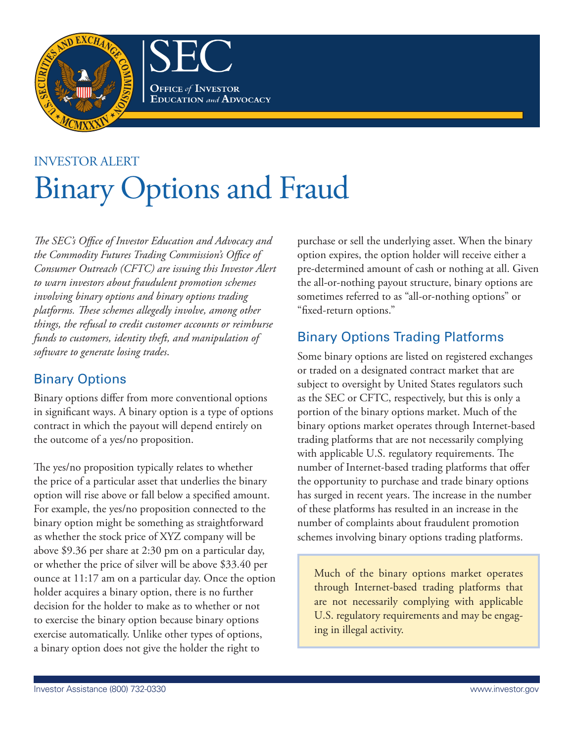SEC

Office *of* Investor Education *and* Advocacy

INVESTOR ALERT

# Binary Options and Fraud

*The SEC's Office of Investor Education and Advocacy and the Commodity Futures Trading Commission's Office of Consumer Outreach (CFTC) are issuing this Investor Alert to warn investors about fraudulent promotion schemes involving binary options and binary options trading platforms. These schemes allegedly involve, among other things, the refusal to credit customer accounts or reimburse funds to customers, identity theft, and manipulation of software to generate losing trades.*

## Binary Options

Binary options differ from more conventional options in significant ways. A binary option is a type of options contract in which the payout will depend entirely on the outcome of a yes/no proposition.

The yes/no proposition typically relates to whether the price of a particular asset that underlies the binary option will rise above or fall below a specified amount. For example, the yes/no proposition connected to the binary option might be something as straightforward as whether the stock price of XYZ company will be above $9.36 per share at 2:30 pm on a particular day, or whether the price of silver will be above $33.40 per ounce at 11:17 am on a particular day. Once the option holder acquires a binary option, there is no further decision for the holder to make as to whether or not to exercise the binary option because binary options exercise automatically. Unlike other types of options, a binary option does not give the holder the right to purchase or sell the underlying asset. When the binary option expires, the option holder will receive either a pre-determined amount of cash or nothing at all. Given the all-or-nothing payout structure, binary options are sometimes referred to as "all-or-nothing options" or "fixed-return options."

## Binary Options Trading Platforms

Some binary options are listed on registered exchanges or traded on a designated contract market that are subject to oversight by United States regulators such as the SEC or CFTC, respectively, but this is only a portion of the binary options market. Much of the binary options market operates through Internet-based trading platforms that are not necessarily complying with applicable U.S. regulatory requirements. The number of Internet-based trading platforms that offer the opportunity to purchase and trade binary options has surged in recent years. The increase in the number of these platforms has resulted in an increase in the number of complaints about fraudulent promotion schemes involving binary options trading platforms.

> Much of the binary options market operates through Internet-based trading platforms that are not necessarily complying with applicable U.S. regulatory requirements and may be engaging in illegal activity.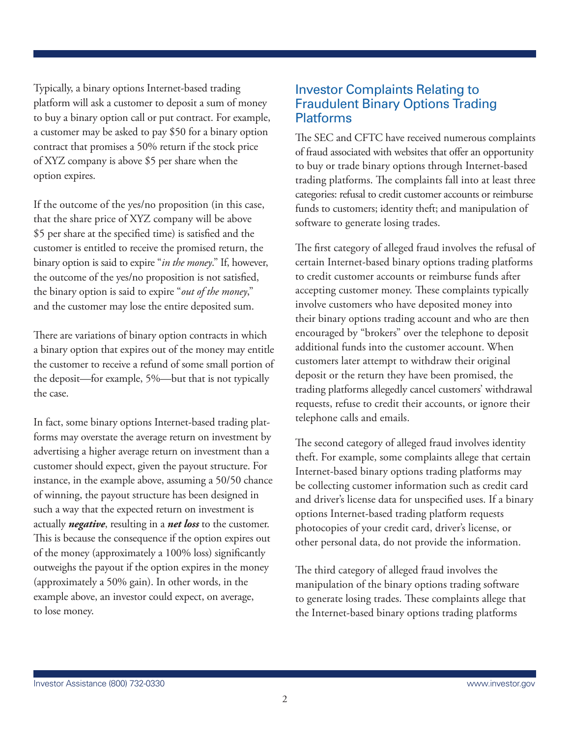Typically, a binary options Internet-based trading platform will ask a customer to deposit a sum of money to buy a binary option call or put contract. For example, a customer may be asked to pay $50 for a binary option contract that promises a 50% return if the stock price of XYZ company is above $5 per share when the option expires.

If the outcome of the yes/no proposition (in this case, that the share price of XYZ company will be above $5 per share at the specified time) is satisfied and the customer is entitled to receive the promised return, the binary option is said to expire "*in the money*." If, however, the outcome of the yes/no proposition is not satisfied, the binary option is said to expire "*out of the money*," and the customer may lose the entire deposited sum.

There are variations of binary option contracts in which a binary option that expires out of the money may entitle the customer to receive a refund of some small portion of the deposit—for example, 5%—but that is not typically the case.

In fact, some binary options Internet-based trading platforms may overstate the average return on investment by advertising a higher average return on investment than a customer should expect, given the payout structure. For instance, in the example above, assuming a 50/50 chance of winning, the payout structure has been designed in such a way that the expected return on investment is actually ***negative***, resulting in a ***net loss*** to the customer. This is because the consequence if the option expires out of the money (approximately a 100% loss) significantly outweighs the payout if the option expires in the money (approximately a 50% gain). In other words, in the example above, an investor could expect, on average, to lose money.

## Investor Complaints Relating to Fraudulent Binary Options Trading Platforms

The SEC and CFTC have received numerous complaints of fraud associated with websites that offer an opportunity to buy or trade binary options through Internet-based trading platforms. The complaints fall into at least three categories: refusal to credit customer accounts or reimburse funds to customers; identity theft; and manipulation of software to generate losing trades.

The first category of alleged fraud involves the refusal of certain Internet-based binary options trading platforms to credit customer accounts or reimburse funds after accepting customer money. These complaints typically involve customers who have deposited money into their binary options trading account and who are then encouraged by "brokers" over the telephone to deposit additional funds into the customer account. When customers later attempt to withdraw their original deposit or the return they have been promised, the trading platforms allegedly cancel customers' withdrawal requests, refuse to credit their accounts, or ignore their telephone calls and emails.

The second category of alleged fraud involves identity theft. For example, some complaints allege that certain Internet-based binary options trading platforms may be collecting customer information such as credit card and driver's license data for unspecified uses. If a binary options Internet-based trading platform requests photocopies of your credit card, driver's license, or other personal data, do not provide the information.

The third category of alleged fraud involves the manipulation of the binary options trading software to generate losing trades. These complaints allege that the Internet-based binary options trading platforms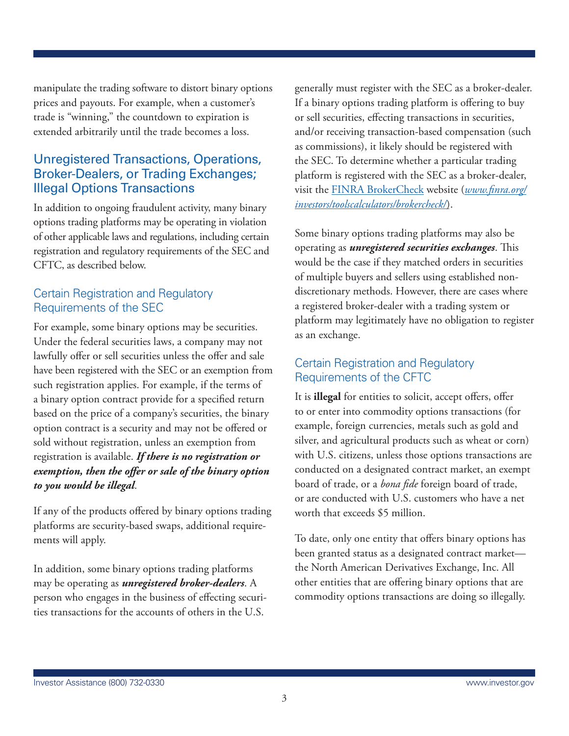manipulate the trading software to distort binary options prices and payouts. For example, when a customer's trade is "winning," the countdown to expiration is extended arbitrarily until the trade becomes a loss.

## Unregistered Transactions, Operations, Broker-Dealers, or Trading Exchanges; Illegal Options Transactions

In addition to ongoing fraudulent activity, many binary options trading platforms may be operating in violation of other applicable laws and regulations, including certain registration and regulatory requirements of the SEC and CFTC, as described below.

### Certain Registration and Regulatory Requirements of the SEC

For example, some binary options may be securities. Under the federal securities laws, a company may not lawfully offer or sell securities unless the offer and sale have been registered with the SEC or an exemption from such registration applies. For example, if the terms of a binary option contract provide for a specified return based on the price of a company's securities, the binary option contract is a security and may not be offered or sold without registration, unless an exemption from registration is available. ***If there is no registration or exemption, then the offer or sale of the binary option to you would be illegal***.

If any of the products offered by binary options trading platforms are security-based swaps, additional requirements will apply.

In addition, some binary options trading platforms may be operating as ***unregistered broker-dealers***. A person who engages in the business of effecting securities transactions for the accounts of others in the U.S. generally must register with the SEC as a broker-dealer. If a binary options trading platform is offering to buy or sell securities, effecting transactions in securities, and/or receiving transaction-based compensation (such as commissions), it likely should be registered with the SEC. To determine whether a particular trading platform is registered with the SEC as a broker-dealer, visit the FINRA BrokerCheck website (*www.finra.org/investors/toolscalculators/brokercheck/*).

Some binary options trading platforms may also be operating as ***unregistered securities exchanges***. This would be the case if they matched orders in securities of multiple buyers and sellers using established non-discretionary methods. However, there are cases where a registered broker-dealer with a trading system or platform may legitimately have no obligation to register as an exchange.

### Certain Registration and Regulatory Requirements of the CFTC

It is **illegal** for entities to solicit, accept offers, offer to or enter into commodity options transactions (for example, foreign currencies, metals such as gold and silver, and agricultural products such as wheat or corn) with U.S. citizens, unless those options transactions are conducted on a designated contract market, an exempt board of trade, or a *bona fide* foreign board of trade, or are conducted with U.S. customers who have a net worth that exceeds $5 million.

To date, only one entity that offers binary options has been granted status as a designated contract market—the North American Derivatives Exchange, Inc. All other entities that are offering binary options that are commodity options transactions are doing so illegally.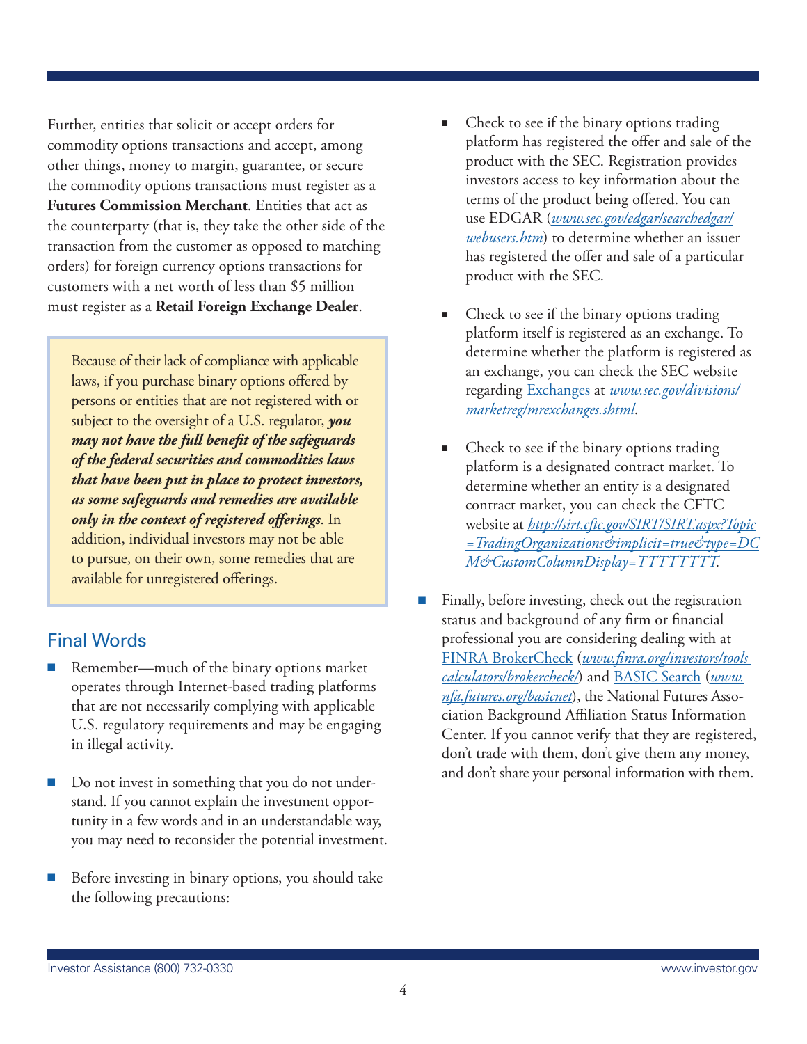Further, entities that solicit or accept orders for commodity options transactions and accept, among other things, money to margin, guarantee, or secure the commodity options transactions must register as a **Futures Commission Merchant**. Entities that act as the counterparty (that is, they take the other side of the transaction from the customer as opposed to matching orders) for foreign currency options transactions for customers with a net worth of less than $5 million must register as a **Retail Foreign Exchange Dealer**.

> Because of their lack of compliance with applicable laws, if you purchase binary options offered by persons or entities that are not registered with or subject to the oversight of a U.S. regulator, ***you may not have the full benefit of the safeguards of the federal securities and commodities laws that have been put in place to protect investors, as some safeguards and remedies are available only in the context of registered offerings***. In addition, individual investors may not be able to pursue, on their own, some remedies that are available for unregistered offerings.

## Final Words

- Remember—much of the binary options market operates through Internet-based trading platforms that are not necessarily complying with applicable U.S. regulatory requirements and may be engaging in illegal activity.

- Do not invest in something that you do not understand. If you cannot explain the investment opportunity in a few words and in an understandable way, you may need to reconsider the potential investment.

- Before investing in binary options, you should take the following precautions:

  - Check to see if the binary options trading platform has registered the offer and sale of the product with the SEC. Registration provides investors access to key information about the terms of the product being offered. You can use EDGAR (*www.sec.gov/edgar/searchedgar/webusers.htm*) to determine whether an issuer has registered the offer and sale of a particular product with the SEC.

  - Check to see if the binary options trading platform itself is registered as an exchange. To determine whether the platform is registered as an exchange, you can check the SEC website regarding Exchanges at *www.sec.gov/divisions/marketreg/mrexchanges.shtml*.

  - Check to see if the binary options trading platform is a designated contract market. To determine whether an entity is a designated contract market, you can check the CFTC website at *http://sirt.cftc.gov/SIRT/SIRT.aspx?Topic=TradingOrganizations&implicit=true&type=DCM&CustomColumnDisplay=TTTTTTTT*.

- Finally, before investing, check out the registration status and background of any firm or financial professional you are considering dealing with at FINRA BrokerCheck (*www.finra.org/investors/tools calculators/brokercheck/*) and BASIC Search (*www.nfa.futures.org/basicnet*), the National Futures Association Background Affiliation Status Information Center. If you cannot verify that they are registered, don't trade with them, don't give them any money, and don't share your personal information with them.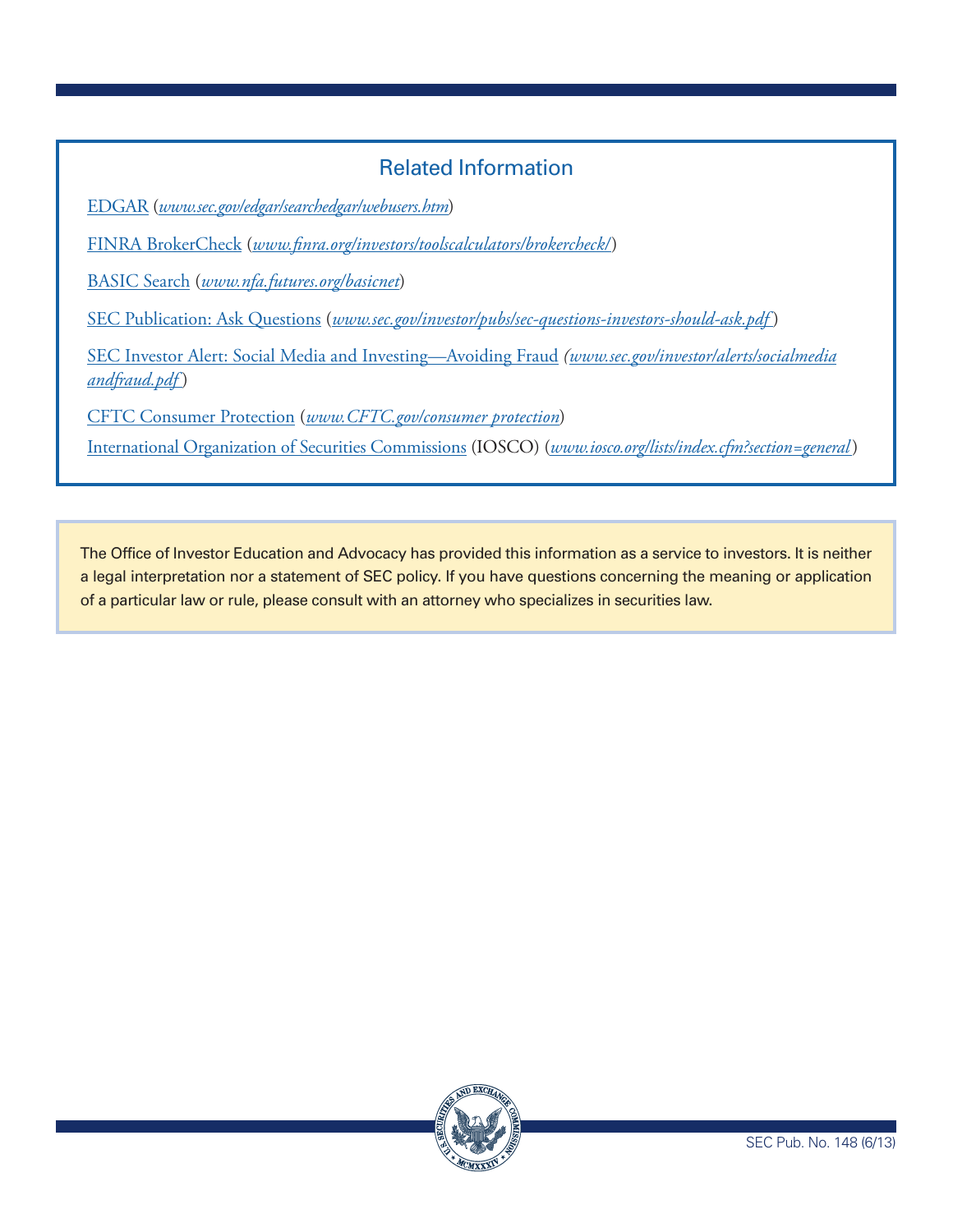## Related Information

EDGAR (*www.sec.gov/edgar/searchedgar/webusers.htm*)

FINRA BrokerCheck (*www.finra.org/investors/toolscalculators/brokercheck/*)

BASIC Search (*www.nfa.futures.org/basicnet*)

SEC Publication: Ask Questions (*www.sec.gov/investor/pubs/sec-questions-investors-should-ask.pdf* )

SEC Investor Alert: Social Media and Investing—Avoiding Fraud *(www.sec.gov/investor/alerts/socialmedia andfraud.pdf* )

CFTC Consumer Protection (*www.CFTC.gov/consumer protection*)

International Organization of Securities Commissions (IOSCO) (*www.iosco.org/lists/index.cfm?section=general* )

The Office of Investor Education and Advocacy has provided this information as a service to investors. It is neither a legal interpretation nor a statement of SEC policy. If you have questions concerning the meaning or application of a particular law or rule, please consult with an attorney who specializes in securities law.

SEC Pub. No. 148 (6/13)